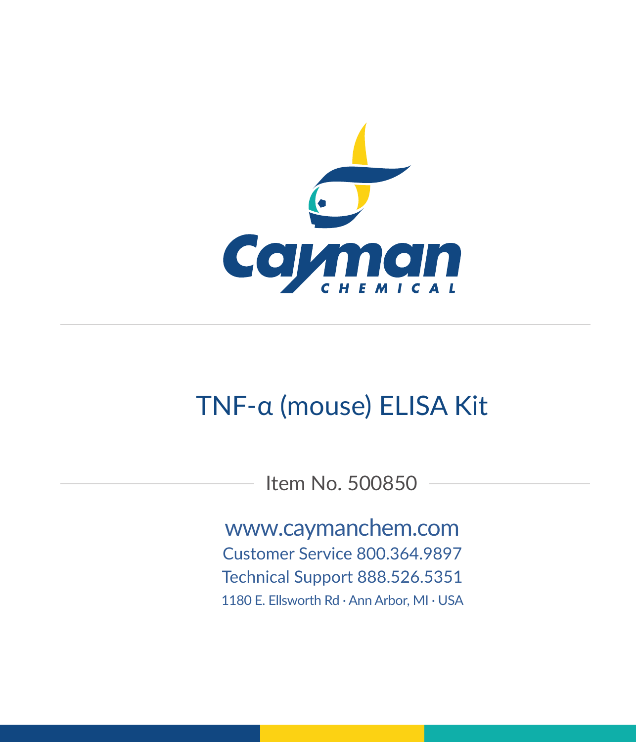Cayman CHEMICAL

# TNF-α (mouse) ELISA Kit

Item No. 500850

www.caymanchem.com

Customer Service 800.364.9897

Technical Support 888.526.5351

1180 E. Ellsworth Rd · Ann Arbor, MI · USA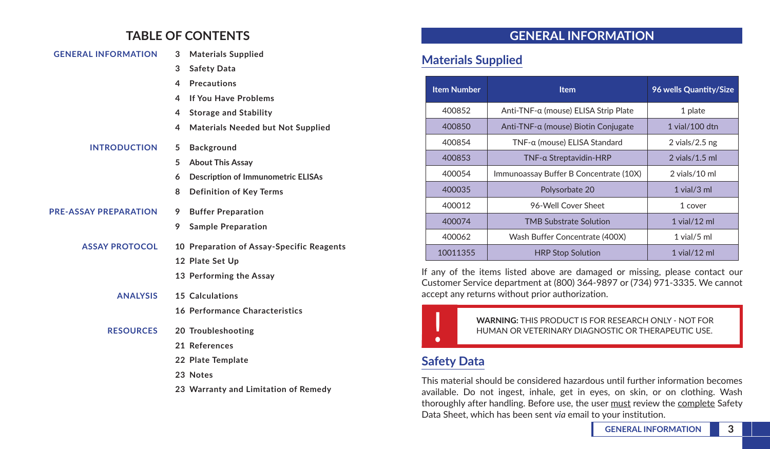# TABLE OF CONTENTS

**GENERAL INFORMATION**
- 3 Materials Supplied
- 3 Safety Data
- 4 Precautions
- 4 If You Have Problems
- 4 Storage and Stability
- 4 Materials Needed but Not Supplied

**INTRODUCTION**
- 5 Background
- 5 About This Assay
- 6 Description of Immunometric ELISAs
- 8 Definition of Key Terms

**PRE-ASSAY PREPARATION**
- 9 Buffer Preparation
- 9 Sample Preparation

**ASSAY PROTOCOL**
- 10 Preparation of Assay-Specific Reagents
- 12 Plate Set Up
- 13 Performing the Assay

**ANALYSIS**
- 15 Calculations
- 16 Performance Characteristics

**RESOURCES**
- 20 Troubleshooting
- 21 References
- 22 Plate Template
- 23 Notes
- 23 Warranty and Limitation of Remedy

# GENERAL INFORMATION

## Materials Supplied

| Item Number | Item | 96 wells Quantity/Size |
|---|---|---|
| 400852 | Anti-TNF-α (mouse) ELISA Strip Plate | 1 plate |
| 400850 | Anti-TNF-α (mouse) Biotin Conjugate | 1 vial/100 dtn |
| 400854 | TNF-α (mouse) ELISA Standard | 2 vials/2.5 ng |
| 400853 | TNF-α Streptavidin-HRP | 2 vials/1.5 ml |
| 400054 | Immunoassay Buffer B Concentrate (10X) | 2 vials/10 ml |
| 400035 | Polysorbate 20 | 1 vial/3 ml |
| 400012 | 96-Well Cover Sheet | 1 cover |
| 400074 | TMB Substrate Solution | 1 vial/12 ml |
| 400062 | Wash Buffer Concentrate (400X) | 1 vial/5 ml |
| 10011355 | HRP Stop Solution | 1 vial/12 ml |

If any of the items listed above are damaged or missing, please contact our Customer Service department at (800) 364-9897 or (734) 971-3335. We cannot accept any returns without prior authorization.

> **!** **WARNING:** THIS PRODUCT IS FOR RESEARCH ONLY - NOT FOR HUMAN OR VETERINARY DIAGNOSTIC OR THERAPEUTIC USE.

## Safety Data

This material should be considered hazardous until further information becomes available. Do not ingest, inhale, get in eyes, on skin, or on clothing. Wash thoroughly after handling. Before use, the user must review the complete Safety Data Sheet, which has been sent *via* email to your institution.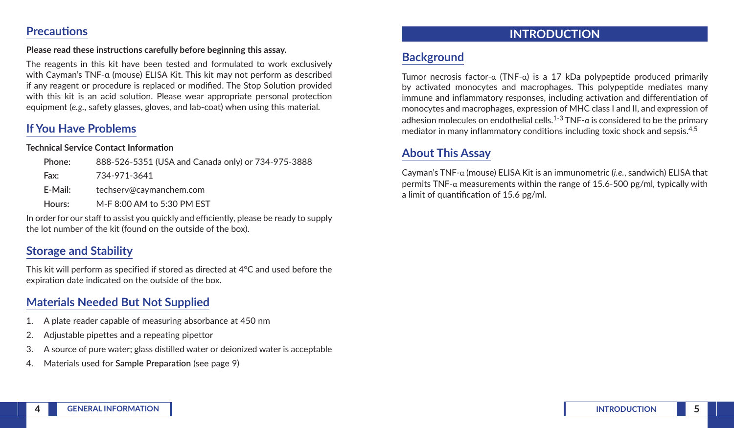## Precautions

**Please read these instructions carefully before beginning this assay.**

The reagents in this kit have been tested and formulated to work exclusively with Cayman's TNF-α (mouse) ELISA Kit. This kit may not perform as described if any reagent or procedure is replaced or modified. The Stop Solution provided with this kit is an acid solution. Please wear appropriate personal protection equipment (*e.g.*, safety glasses, gloves, and lab-coat) when using this material.

## If You Have Problems

**Technical Service Contact Information**

| | |
|---|---|
| **Phone:** | 888-526-5351 (USA and Canada only) or 734-975-3888 |
| **Fax:** | 734-971-3641 |
| **E-Mail:** | techserv@caymanchem.com |
| **Hours:** | M-F 8:00 AM to 5:30 PM EST |

In order for our staff to assist you quickly and efficiently, please be ready to supply the lot number of the kit (found on the outside of the box).

## Storage and Stability

This kit will perform as specified if stored as directed at 4°C and used before the expiration date indicated on the outside of the box.

## Materials Needed But Not Supplied

1. A plate reader capable of measuring absorbance at 450 nm
2. Adjustable pipettes and a repeating pipettor
3. A source of pure water; glass distilled water or deionized water is acceptable
4. Materials used for **Sample Preparation** (see page 9)

# INTRODUCTION

## Background

Tumor necrosis factor-α (TNF-α) is a 17 kDa polypeptide produced primarily by activated monocytes and macrophages. This polypeptide mediates many immune and inflammatory responses, including activation and differentiation of monocytes and macrophages, expression of MHC class I and II, and expression of adhesion molecules on endothelial cells.[1-3] TNF-α is considered to be the primary mediator in many inflammatory conditions including toxic shock and sepsis.[4,5]

## About This Assay

Cayman's TNF-α (mouse) ELISA Kit is an immunometric (*i.e.*, sandwich) ELISA that permits TNF-α measurements within the range of 15.6-500 pg/ml, typically with a limit of quantification of 15.6 pg/ml.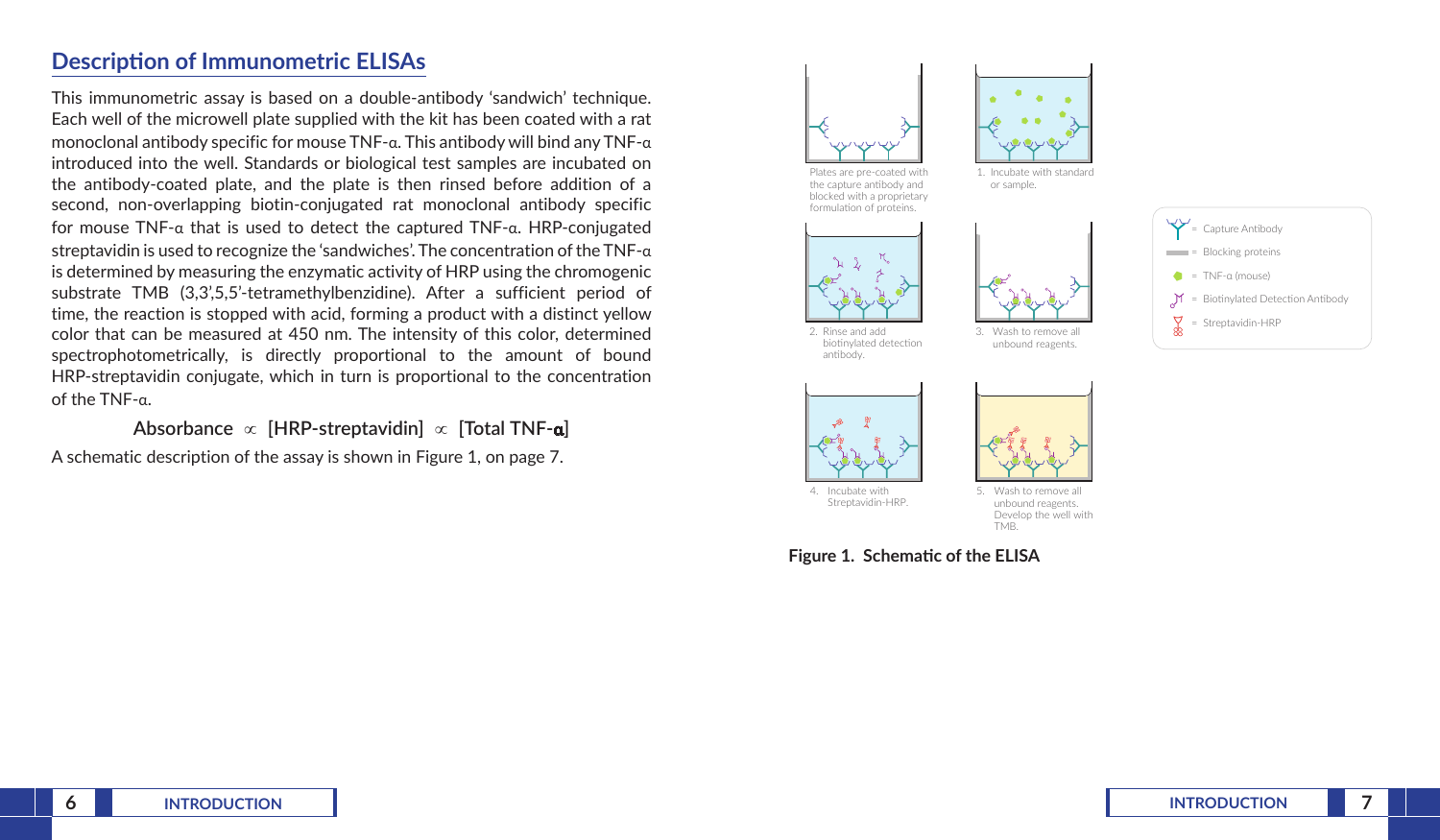## Description of Immunometric ELISAs

This immunometric assay is based on a double-antibody ‘sandwich’ technique. Each well of the microwell plate supplied with the kit has been coated with a rat monoclonal antibody specific for mouse TNF-α. This antibody will bind any TNF-α introduced into the well. Standards or biological test samples are incubated on the antibody-coated plate, and the plate is then rinsed before addition of a second, non-overlapping biotin-conjugated rat monoclonal antibody specific for mouse TNF-α that is used to detect the captured TNF-α. HRP-conjugated streptavidin is used to recognize the ‘sandwiches’. The concentration of the TNF-α is determined by measuring the enzymatic activity of HRP using the chromogenic substrate TMB (3,3',5,5'-tetramethylbenzidine). After a sufficient period of time, the reaction is stopped with acid, forming a product with a distinct yellow color that can be measured at 450 nm. The intensity of this color, determined spectrophotometrically, is directly proportional to the amount of bound HRP-streptavidin conjugate, which in turn is proportional to the concentration of the TNF-α.

$$\text{Absorbance} \propto [\text{HRP-streptavidin}] \propto [\text{Total TNF-}\alpha]$$

A schematic description of the assay is shown in Figure 1, on page 7.

Plates are pre-coated with the capture antibody and blocked with a proprietary formulation of proteins.

1. Incubate with standard or sample.
2. Rinse and add biotinylated detection antibody.
3. Wash to remove all unbound reagents.
4. Incubate with Streptavidin-HRP.
5. Wash to remove all unbound reagents. Develop the well with TMB.

= Capture Antibody
= Blocking proteins
= TNF-α (mouse)
= Biotinylated Detection Antibody
= Streptavidin-HRP

**Figure 1. Schematic of the ELISA**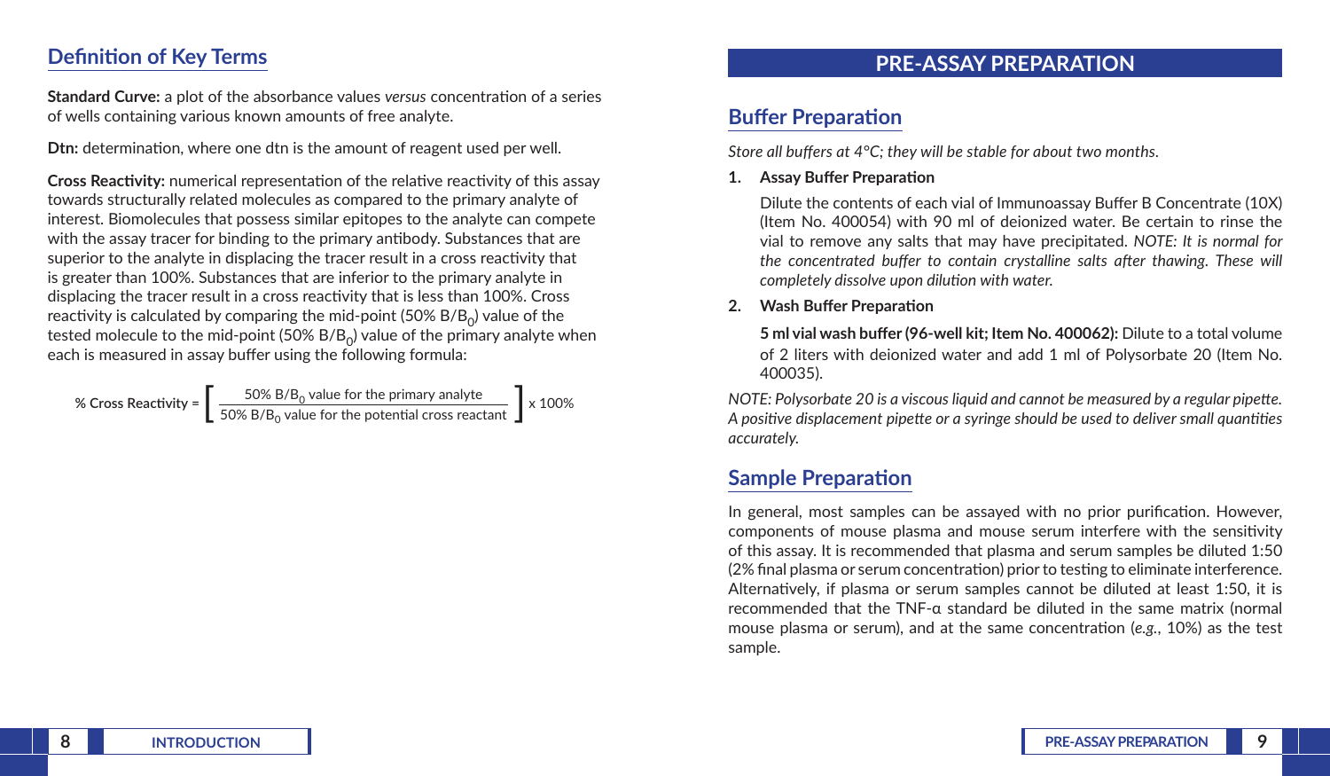## Definition of Key Terms

**Standard Curve:** a plot of the absorbance values *versus* concentration of a series of wells containing various known amounts of free analyte.

**Dtn:** determination, where one dtn is the amount of reagent used per well.

**Cross Reactivity:** numerical representation of the relative reactivity of this assay towards structurally related molecules as compared to the primary analyte of interest. Biomolecules that possess similar epitopes to the analyte can compete with the assay tracer for binding to the primary antibody. Substances that are superior to the analyte in displacing the tracer result in a cross reactivity that is greater than 100%. Substances that are inferior to the primary analyte in displacing the tracer result in a cross reactivity that is less than 100%. Cross reactivity is calculated by comparing the mid-point (50% $B/B_0$) value of the tested molecule to the mid-point (50% $B/B_0$) value of the primary analyte when each is measured in assay buffer using the following formula:

$$\text{\% Cross Reactivity} = \left[ \frac{\text{50\% } B/B_0 \text{ value for the primary analyte}}{\text{50\% } B/B_0 \text{ value for the potential cross reactant}} \right] \times 100\%$$

# PRE-ASSAY PREPARATION

## Buffer Preparation

*Store all buffers at 4°C; they will be stable for about two months.*

1. **Assay Buffer Preparation**

   Dilute the contents of each vial of Immunoassay Buffer B Concentrate (10X) (Item No. 400054) with 90 ml of deionized water. Be certain to rinse the vial to remove any salts that may have precipitated. *NOTE: It is normal for the concentrated buffer to contain crystalline salts after thawing. These will completely dissolve upon dilution with water.*

2. **Wash Buffer Preparation**

   **5 ml vial wash buffer (96-well kit; Item No. 400062):** Dilute to a total volume of 2 liters with deionized water and add 1 ml of Polysorbate 20 (Item No. 400035).

*NOTE: Polysorbate 20 is a viscous liquid and cannot be measured by a regular pipette. A positive displacement pipette or a syringe should be used to deliver small quantities accurately.*

## Sample Preparation

In general, most samples can be assayed with no prior purification. However, components of mouse plasma and mouse serum interfere with the sensitivity of this assay. It is recommended that plasma and serum samples be diluted 1:50 (2% final plasma or serum concentration) prior to testing to eliminate interference. Alternatively, if plasma or serum samples cannot be diluted at least 1:50, it is recommended that the TNF-α standard be diluted in the same matrix (normal mouse plasma or serum), and at the same concentration (*e.g.*, 10%) as the test sample.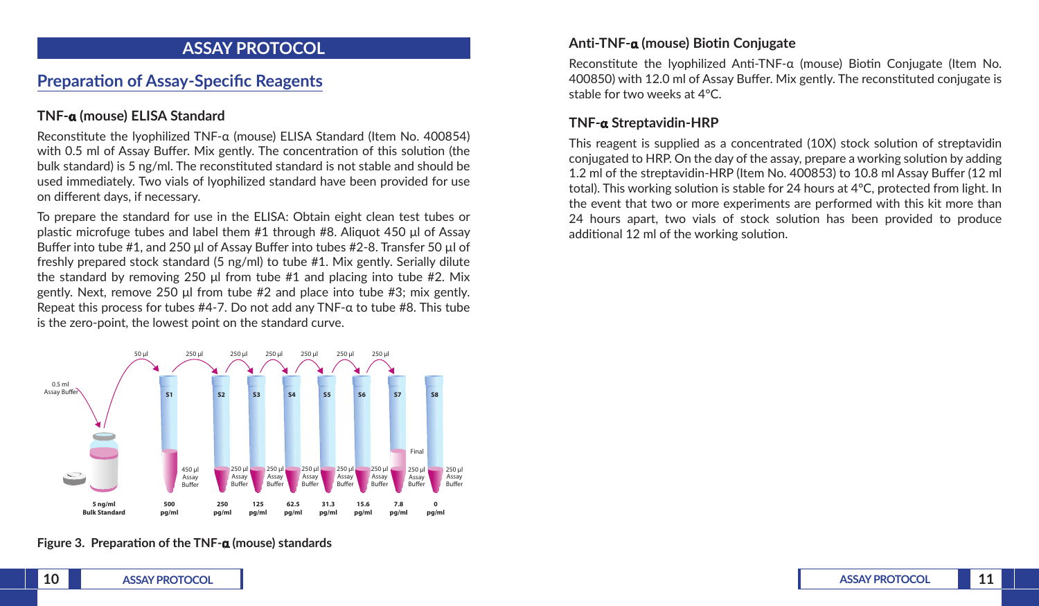# ASSAY PROTOCOL

## Preparation of Assay-Specific Reagents

### TNF-α (mouse) ELISA Standard

Reconstitute the lyophilized TNF-α (mouse) ELISA Standard (Item No. 400854) with 0.5 ml of Assay Buffer. Mix gently. The concentration of this solution (the bulk standard) is 5 ng/ml. The reconstituted standard is not stable and should be used immediately. Two vials of lyophilized standard have been provided for use on different days, if necessary.

To prepare the standard for use in the ELISA: Obtain eight clean test tubes or plastic microfuge tubes and label them #1 through #8. Aliquot 450 µl of Assay Buffer into tube #1, and 250 µl of Assay Buffer into tubes #2-8. Transfer 50 µl of freshly prepared stock standard (5 ng/ml) to tube #1. Mix gently. Serially dilute the standard by removing 250 µl from tube #1 and placing into tube #2. Mix gently. Next, remove 250 µl from tube #2 and place into tube #3; mix gently. Repeat this process for tubes #4-7. Do not add any TNF-α to tube #8. This tube is the zero-point, the lowest point on the standard curve.

**Figure 3. Preparation of the TNF-α (mouse) standards**

### Anti-TNF-α (mouse) Biotin Conjugate

Reconstitute the lyophilized Anti-TNF-α (mouse) Biotin Conjugate (Item No. 400850) with 12.0 ml of Assay Buffer. Mix gently. The reconstituted conjugate is stable for two weeks at 4°C.

### TNF-α Streptavidin-HRP

This reagent is supplied as a concentrated (10X) stock solution of streptavidin conjugated to HRP. On the day of the assay, prepare a working solution by adding 1.2 ml of the streptavidin-HRP (Item No. 400853) to 10.8 ml Assay Buffer (12 ml total). This working solution is stable for 24 hours at 4°C, protected from light. In the event that two or more experiments are performed with this kit more than 24 hours apart, two vials of stock solution has been provided to produce additional 12 ml of the working solution.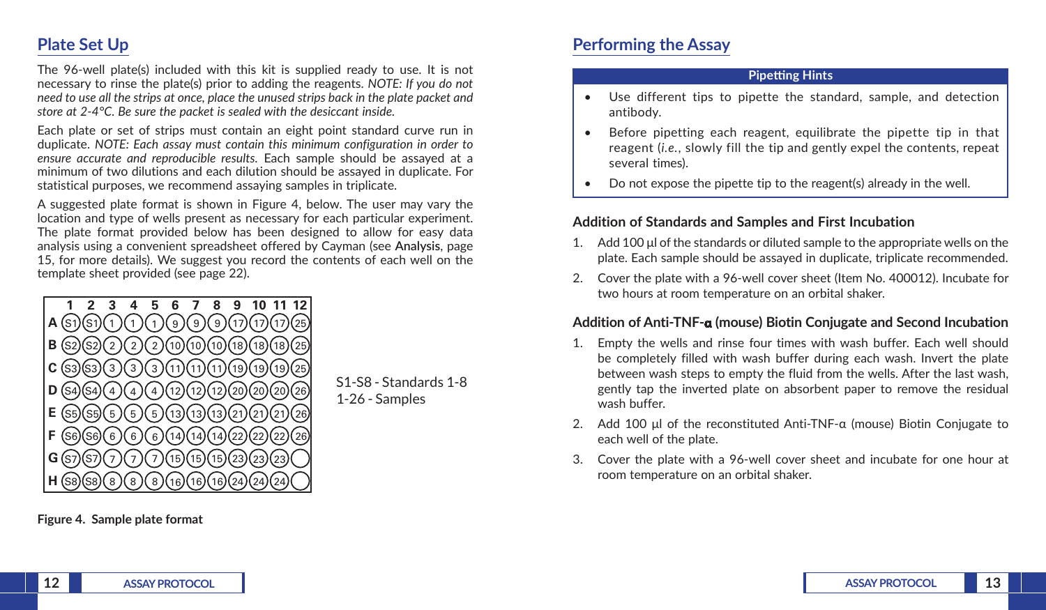## Plate Set Up

The 96-well plate(s) included with this kit is supplied ready to use. It is not necessary to rinse the plate(s) prior to adding the reagents. *NOTE: If you do not need to use all the strips at once, place the unused strips back in the plate packet and store at 2-4°C. Be sure the packet is sealed with the desiccant inside.*

Each plate or set of strips must contain an eight point standard curve run in duplicate. *NOTE: Each assay must contain this minimum configuration in order to ensure accurate and reproducible results.* Each sample should be assayed at a minimum of two dilutions and each dilution should be assayed in duplicate. For statistical purposes, we recommend assaying samples in triplicate.

A suggested plate format is shown in Figure 4, below. The user may vary the location and type of wells present as necessary for each particular experiment. The plate format provided below has been designed to allow for easy data analysis using a convenient spreadsheet offered by Cayman (see **Analysis**, page 15, for more details). We suggest you record the contents of each well on the template sheet provided (see page 22).

| | 1 | 2 | 3 | 4 | 5 | 6 | 7 | 8 | 9 | 10 | 11 | 12 |
|---|---|---|---|---|---|---|---|---|---|---|---|---|
| A | S1 | S1 | 1 | 1 | 1 | 9 | 9 | 9 | 17 | 17 | 17 | 25 |
| B | S2 | S2 | 2 | 2 | 2 | 10 | 10 | 10 | 18 | 18 | 18 | 25 |
| C | S3 | S3 | 3 | 3 | 3 | 11 | 11 | 11 | 19 | 19 | 19 | 25 |
| D | S4 | S4 | 4 | 4 | 4 | 12 | 12 | 12 | 20 | 20 | 20 | 26 |
| E | S5 | S5 | 5 | 5 | 5 | 13 | 13 | 13 | 21 | 21 | 21 | 26 |
| F | S6 | S6 | 6 | 6 | 6 | 14 | 14 | 14 | 22 | 22 | 22 | 26 |
| G | S7 | S7 | 7 | 7 | 7 | 15 | 15 | 15 | 23 | 23 | 23 | |
| H | S8 | S8 | 8 | 8 | 8 | 16 | 16 | 16 | 24 | 24 | 24 | |

S1-S8 - Standards 1-8
1-26 - Samples

**Figure 4. Sample plate format**

## Performing the Assay

**Pipetting Hints**

- Use different tips to pipette the standard, sample, and detection antibody.
- Before pipetting each reagent, equilibrate the pipette tip in that reagent (*i.e.*, slowly fill the tip and gently expel the contents, repeat several times).
- Do not expose the pipette tip to the reagent(s) already in the well.

### Addition of Standards and Samples and First Incubation

1. Add 100 µl of the standards or diluted sample to the appropriate wells on the plate. Each sample should be assayed in duplicate, triplicate recommended.
2. Cover the plate with a 96-well cover sheet (Item No. 400012). Incubate for two hours at room temperature on an orbital shaker.

### Addition of Anti-TNF-α (mouse) Biotin Conjugate and Second Incubation

1. Empty the wells and rinse four times with wash buffer. Each well should be completely filled with wash buffer during each wash. Invert the plate between wash steps to empty the fluid from the wells. After the last wash, gently tap the inverted plate on absorbent paper to remove the residual wash buffer.
2. Add 100 µl of the reconstituted Anti-TNF-α (mouse) Biotin Conjugate to each well of the plate.
3. Cover the plate with a 96-well cover sheet and incubate for one hour at room temperature on an orbital shaker.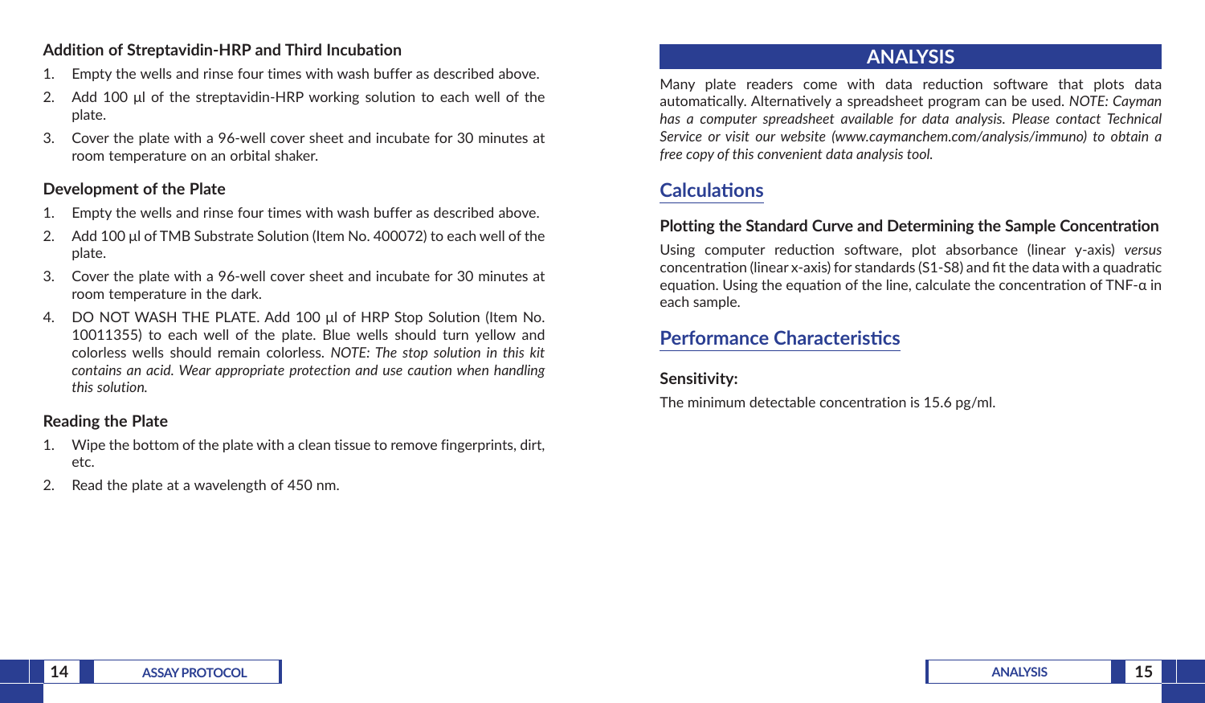### Addition of Streptavidin-HRP and Third Incubation

1. Empty the wells and rinse four times with wash buffer as described above.
2. Add 100 µl of the streptavidin-HRP working solution to each well of the plate.
3. Cover the plate with a 96-well cover sheet and incubate for 30 minutes at room temperature on an orbital shaker.

### Development of the Plate

1. Empty the wells and rinse four times with wash buffer as described above.
2. Add 100 µl of TMB Substrate Solution (Item No. 400072) to each well of the plate.
3. Cover the plate with a 96-well cover sheet and incubate for 30 minutes at room temperature in the dark.
4. DO NOT WASH THE PLATE. Add 100 µl of HRP Stop Solution (Item No. 10011355) to each well of the plate. Blue wells should turn yellow and colorless wells should remain colorless. *NOTE: The stop solution in this kit contains an acid. Wear appropriate protection and use caution when handling this solution.*

### Reading the Plate

1. Wipe the bottom of the plate with a clean tissue to remove fingerprints, dirt, etc.
2. Read the plate at a wavelength of 450 nm.

# ANALYSIS

Many plate readers come with data reduction software that plots data automatically. Alternatively a spreadsheet program can be used. *NOTE: Cayman has a computer spreadsheet available for data analysis. Please contact Technical Service or visit our website (www.caymanchem.com/analysis/immuno) to obtain a free copy of this convenient data analysis tool.*

## Calculations

### Plotting the Standard Curve and Determining the Sample Concentration

Using computer reduction software, plot absorbance (linear y-axis) *versus* concentration (linear x-axis) for standards (S1-S8) and fit the data with a quadratic equation. Using the equation of the line, calculate the concentration of TNF-α in each sample.

## Performance Characteristics

### Sensitivity:

The minimum detectable concentration is 15.6 pg/ml.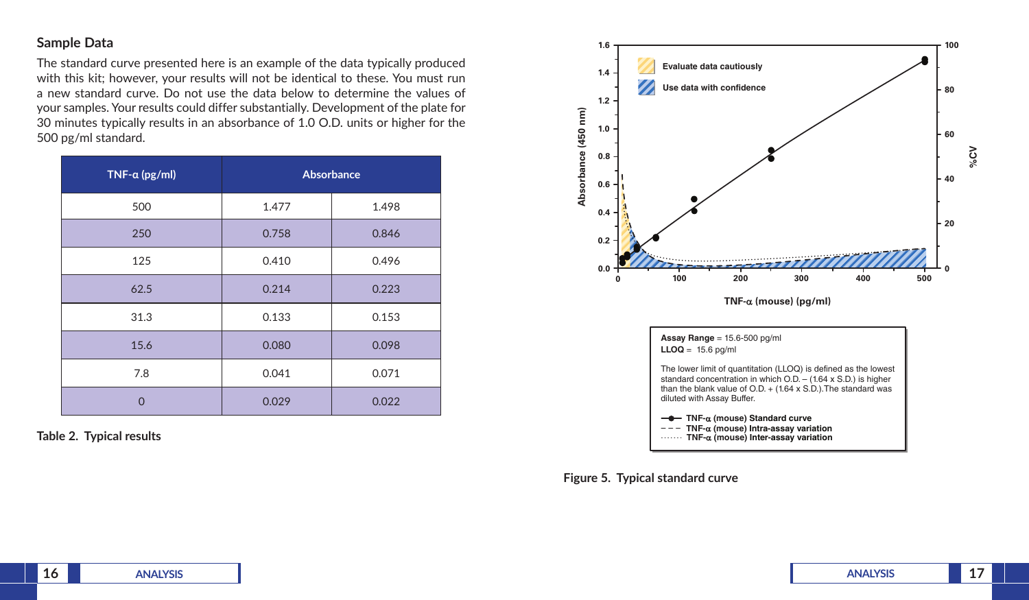## Sample Data

The standard curve presented here is an example of the data typically produced with this kit; however, your results will not be identical to these. You must run a new standard curve. Do not use the data below to determine the values of your samples. Your results could differ substantially. Development of the plate for 30 minutes typically results in an absorbance of 1.0 O.D. units or higher for the 500 pg/ml standard.

| TNF-α (pg/ml) | Absorbance | |
|---|---|---|
| 500 | 1.477 | 1.498 |
| 250 | 0.758 | 0.846 |
| 125 | 0.410 | 0.496 |
| 62.5 | 0.214 | 0.223 |
| 31.3 | 0.133 | 0.153 |
| 15.6 | 0.080 | 0.098 |
| 7.8 | 0.041 | 0.071 |
| 0 | 0.029 | 0.022 |

**Table 2. Typical results**

Evaluate data cautiously

Use data with confidence

**Assay Range** = 15.6-500 pg/ml
**LLOQ** = 15.6 pg/ml

The lower limit of quantitation (LLOQ) is defined as the lowest standard concentration in which O.D. – (1.64 x S.D.) is higher than the blank value of O.D. + (1.64 x S.D.).The standard was diluted with Assay Buffer.

TNF-α (mouse) Standard curve
TNF-α (mouse) Intra-assay variation
TNF-α (mouse) Inter-assay variation

**Figure 5. Typical standard curve**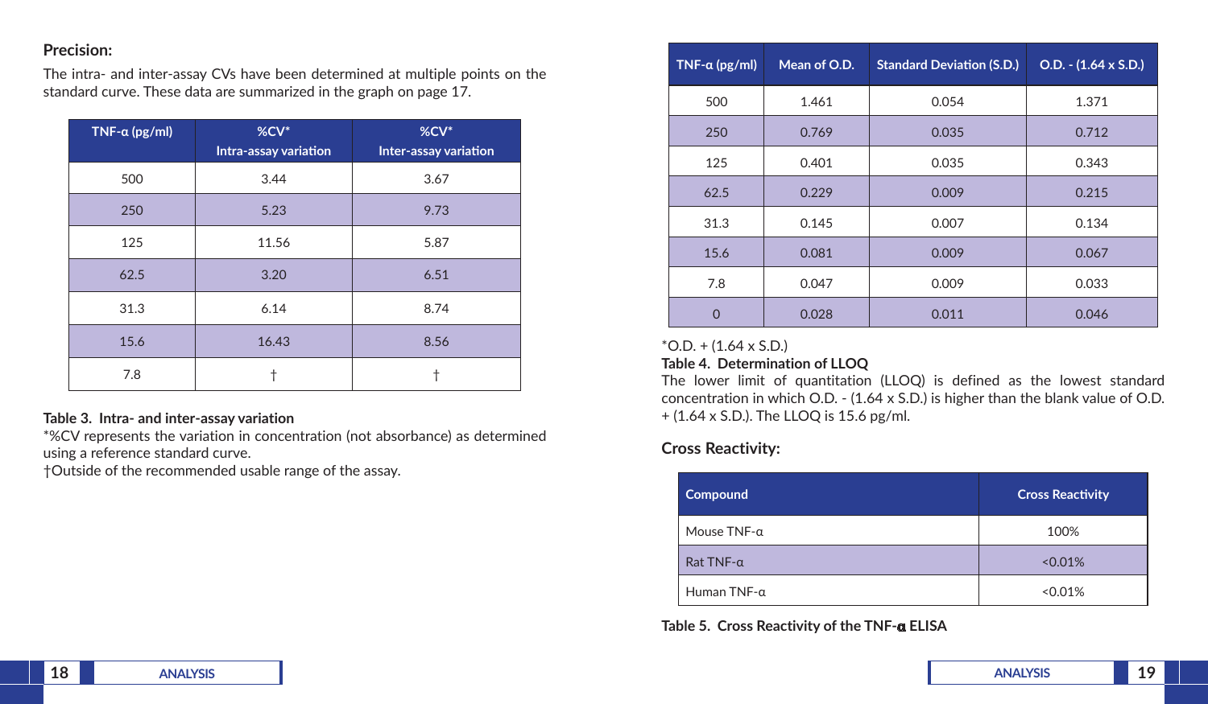## Precision:

The intra- and inter-assay CVs have been determined at multiple points on the standard curve. These data are summarized in the graph on page 17.

| TNF-α (pg/ml) | %CV* Intra-assay variation | %CV* Inter-assay variation |
|---|---|---|
| 500 | 3.44 | 3.67 |
| 250 | 5.23 | 9.73 |
| 125 | 11.56 | 5.87 |
| 62.5 | 3.20 | 6.51 |
| 31.3 | 6.14 | 8.74 |
| 15.6 | 16.43 | 8.56 |
| 7.8 | † | † |

**Table 3. Intra- and inter-assay variation**

*%CV represents the variation in concentration (not absorbance) as determined using a reference standard curve.

†Outside of the recommended usable range of the assay.

| TNF-α (pg/ml) | Mean of O.D. | Standard Deviation (S.D.) | O.D. - (1.64 x S.D.) |
|---|---|---|---|
| 500 | 1.461 | 0.054 | 1.371 |
| 250 | 0.769 | 0.035 | 0.712 |
| 125 | 0.401 | 0.035 | 0.343 |
| 62.5 | 0.229 | 0.009 | 0.215 |
| 31.3 | 0.145 | 0.007 | 0.134 |
| 15.6 | 0.081 | 0.009 | 0.067 |
| 7.8 | 0.047 | 0.009 | 0.033 |
| 0 | 0.028 | 0.011 | 0.046 |

*O.D. + (1.64 x S.D.)

**Table 4. Determination of LLOQ**

The lower limit of quantitation (LLOQ) is defined as the lowest standard concentration in which O.D. - (1.64 x S.D.) is higher than the blank value of O.D. + (1.64 x S.D.). The LLOQ is 15.6 pg/ml.

## Cross Reactivity:

| Compound | Cross Reactivity |
|---|---|
| Mouse TNF-α | 100% |
| Rat TNF-α | <0.01% |
| Human TNF-α | <0.01% |

**Table 5. Cross Reactivity of the TNF-α ELISA**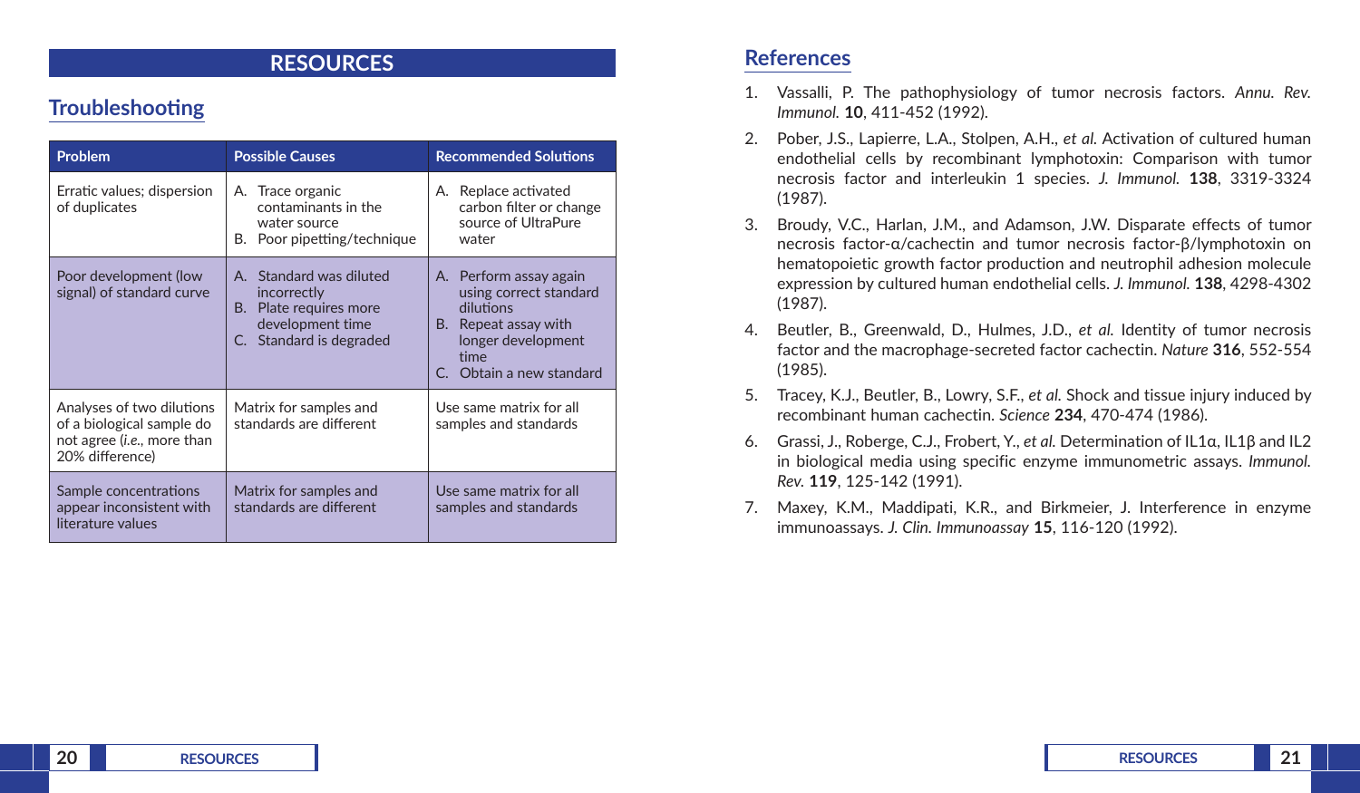# RESOURCES

## Troubleshooting

| Problem | Possible Causes | Recommended Solutions |
|---|---|---|
| Erratic values; dispersion of duplicates | A. Trace organic contaminants in the water source<br>B. Poor pipetting/technique | A. Replace activated carbon filter or change source of UltraPure water |
| Poor development (low signal) of standard curve | A. Standard was diluted incorrectly<br>B. Plate requires more development time<br>C. Standard is degraded | A. Perform assay again using correct standard dilutions<br>B. Repeat assay with longer development time<br>C. Obtain a new standard |
| Analyses of two dilutions of a biological sample do not agree (*i.e.*, more than 20% difference) | Matrix for samples and standards are different | Use same matrix for all samples and standards |
| Sample concentrations appear inconsistent with literature values | Matrix for samples and standards are different | Use same matrix for all samples and standards |

## References

1. Vassalli, P. The pathophysiology of tumor necrosis factors. *Annu. Rev. Immunol.* **10**, 411-452 (1992).
2. Pober, J.S., Lapierre, L.A., Stolpen, A.H., *et al.* Activation of cultured human endothelial cells by recombinant lymphotoxin: Comparison with tumor necrosis factor and interleukin 1 species. *J. Immunol.* **138**, 3319-3324 (1987).
3. Broudy, V.C., Harlan, J.M., and Adamson, J.W. Disparate effects of tumor necrosis factor-α/cachectin and tumor necrosis factor-β/lymphotoxin on hematopoietic growth factor production and neutrophil adhesion molecule expression by cultured human endothelial cells. *J. Immunol.* **138**, 4298-4302 (1987).
4. Beutler, B., Greenwald, D., Hulmes, J.D., *et al.* Identity of tumor necrosis factor and the macrophage-secreted factor cachectin. *Nature* **316**, 552-554 (1985).
5. Tracey, K.J., Beutler, B., Lowry, S.F., *et al.* Shock and tissue injury induced by recombinant human cachectin. *Science* **234**, 470-474 (1986).
6. Grassi, J., Roberge, C.J., Frobert, Y., *et al.* Determination of IL1α, IL1β and IL2 in biological media using specific enzyme immunometric assays. *Immunol. Rev.* **119**, 125-142 (1991).
7. Maxey, K.M., Maddipati, K.R., and Birkmeier, J. Interference in enzyme immunoassays. *J. Clin. Immunoassay* **15**, 116-120 (1992).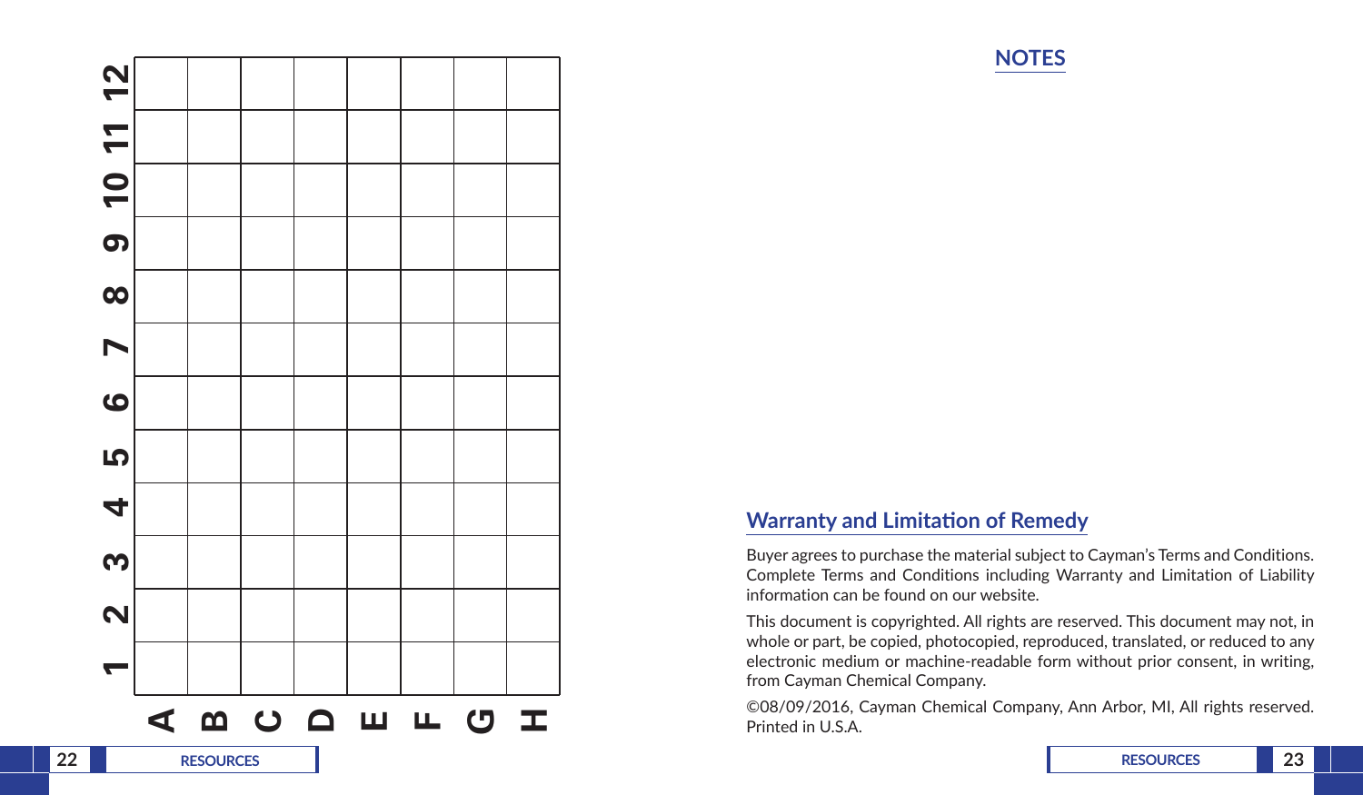| | 1 | 2 | 3 | 4 | 5 | 6 | 7 | 8 | 9 | 10 | 11 | 12 |
|---|---|---|---|---|---|---|---|---|---|---|---|---|
| A | | | | | | | | | | | | |
| B | | | | | | | | | | | | |
| C | | | | | | | | | | | | |
| D | | | | | | | | | | | | |
| E | | | | | | | | | | | | |
| F | | | | | | | | | | | | |
| G | | | | | | | | | | | | |
| H | | | | | | | | | | | | |

## NOTES

## Warranty and Limitation of Remedy

Buyer agrees to purchase the material subject to Cayman's Terms and Conditions. Complete Terms and Conditions including Warranty and Limitation of Liability information can be found on our website.

This document is copyrighted. All rights are reserved. This document may not, in whole or part, be copied, photocopied, reproduced, translated, or reduced to any electronic medium or machine-readable form without prior consent, in writing, from Cayman Chemical Company.

©08/09/2016, Cayman Chemical Company, Ann Arbor, MI, All rights reserved. Printed in U.S.A.